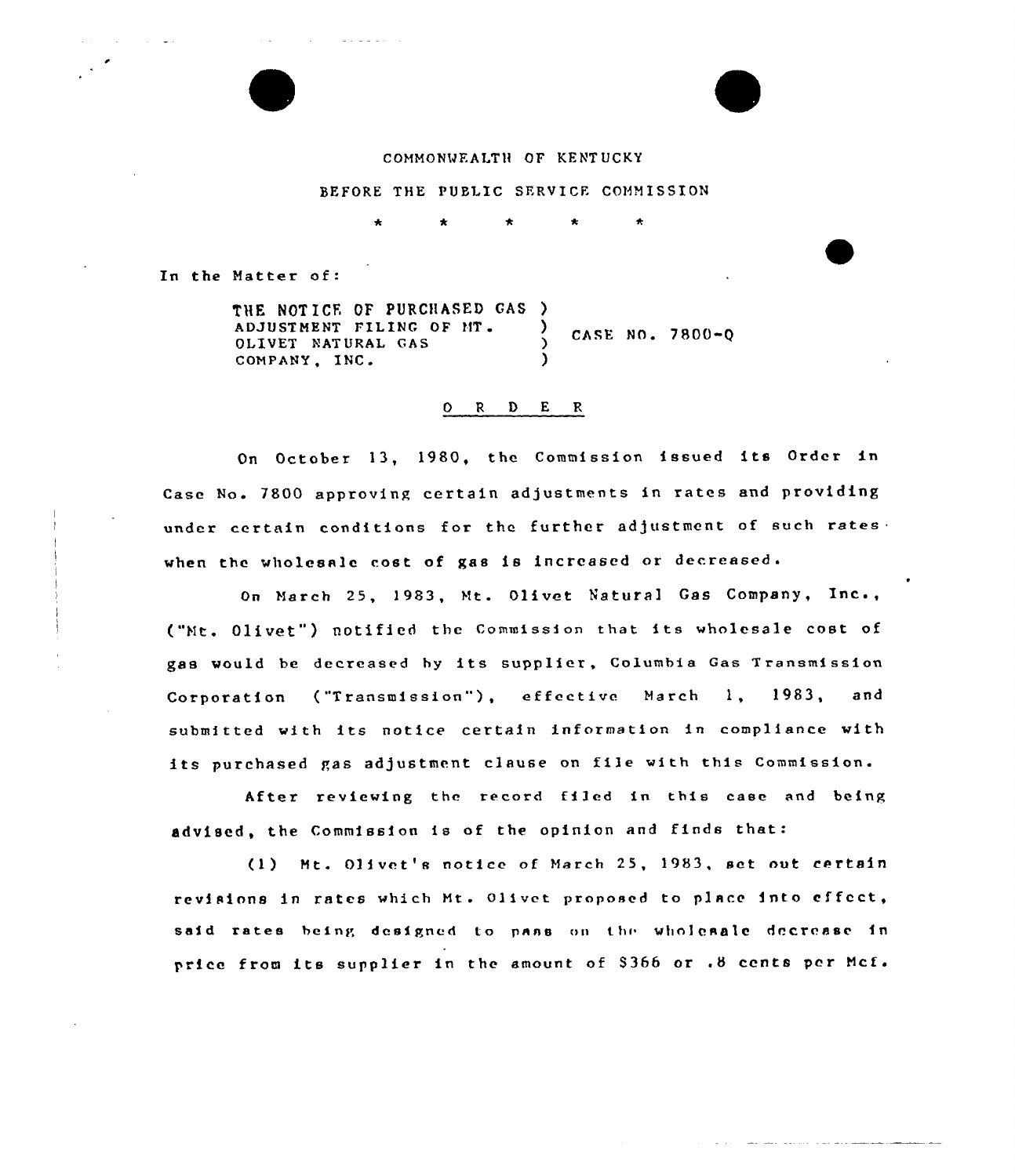COMMONWEALTH OF KENTUCKY

BEFORE THE PUBLIC SERVICE COMMISSION

\* \* \* \* \*

In the Matter of:

| | | |
|---|---|---|
| THE NOTICE OF PURCHASED GAS ADJUSTMENT FILING OF MT. OLIVET NATURAL GAS COMPANY, INC. | ) ) ) ) | CASE NO. 7800-Q |

O R D E R

On October 13, 1980, the Commission issued its Order in Case No. 7800 approving certain adjustments in rates and providing under certain conditions for the further adjustment of such rates when the wholesale cost of gas is increased or decreased.

On March 25, 1983, Mt. Olivet Natural Gas Company, Inc., ("Mt. Olivet") notified the Commission that its wholesale cost of gas would be decreased by its supplier, Columbia Gas Transmission Corporation ("Transmission"), effective March 1, 1983, and submitted with its notice certain information in compliance with its purchased gas adjustment clause on file with this Commission.

After reviewing the record filed in this case and being advised, the Commission is of the opinion and finds that:

(1) Mt. Olivet's notice of March 25, 1983, set out certain revisions in rates which Mt. Olivet proposed to place into effect, said rates being designed to pass on the wholesale decrease in price from its supplier in the amount of $366 or .8 cents per Mcf.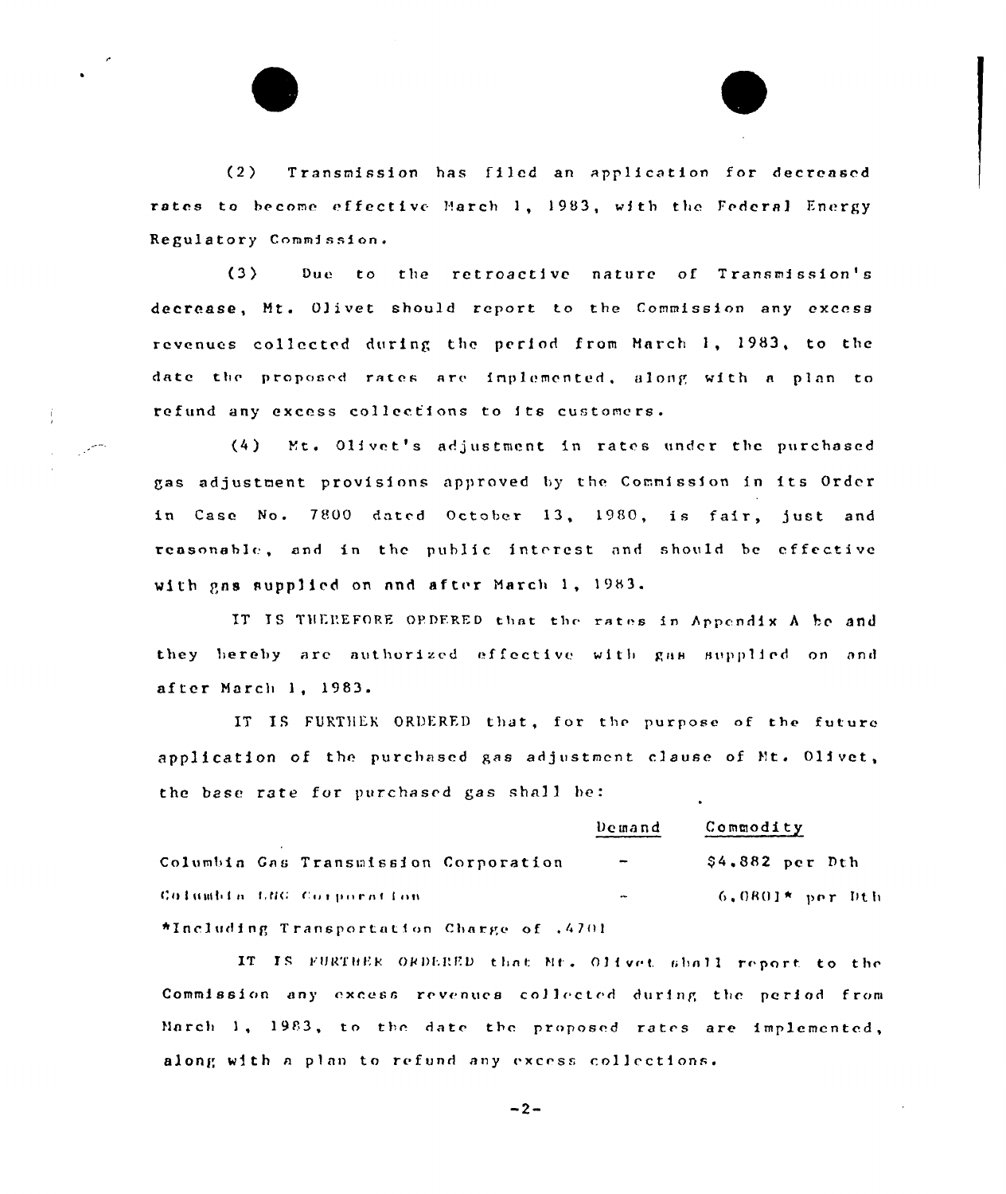(2) Transmission has filed an application for decreased rates to become effective March 1, 1983, with the Federal Energy Regulatory Commission.

(3) Due to the retroactive nature of Transmission's decrease, Mt. Olivet should report to the Commission any excess revenues collected during the period from March 1, 1983, to the date the proposed rates are implemented, along with a plan to refund any excess collections to its customers.

(4) Mt. Olivet's adjustment in rates under the purchased gas adjustment provisions approved by the Commission in its Order in Case No. 7800 dated October 13, 1980, is fair, just and reasonable, and in the public interest and should be effective with gas supplied on and after March 1, 1983.

IT IS THEREFORE ORDERED that the rates in Appendix A be and they hereby are authorized effective with gas supplied on and after March 1, 1983.

IT IS FURTHER ORDERED that, for the purpose of the future application of the purchased gas adjustment clause of Mt. Olivet, the base rate for purchased gas shall be:

| | Demand | Commodity |
|---|---|---|
| Columbia Gas Transmission Corporation | - | $4.882 per Dth |
| Columbia LNG Corporation | - | 6.0801* per Dth |

*Including Transportation Charge of .4701

IT IS FURTHER ORDERED that Mt. Olivet shall report to the Commission any excess revenues collected during the period from March 1, 1983, to the date the proposed rates are implemented, along with a plan to refund any excess collections.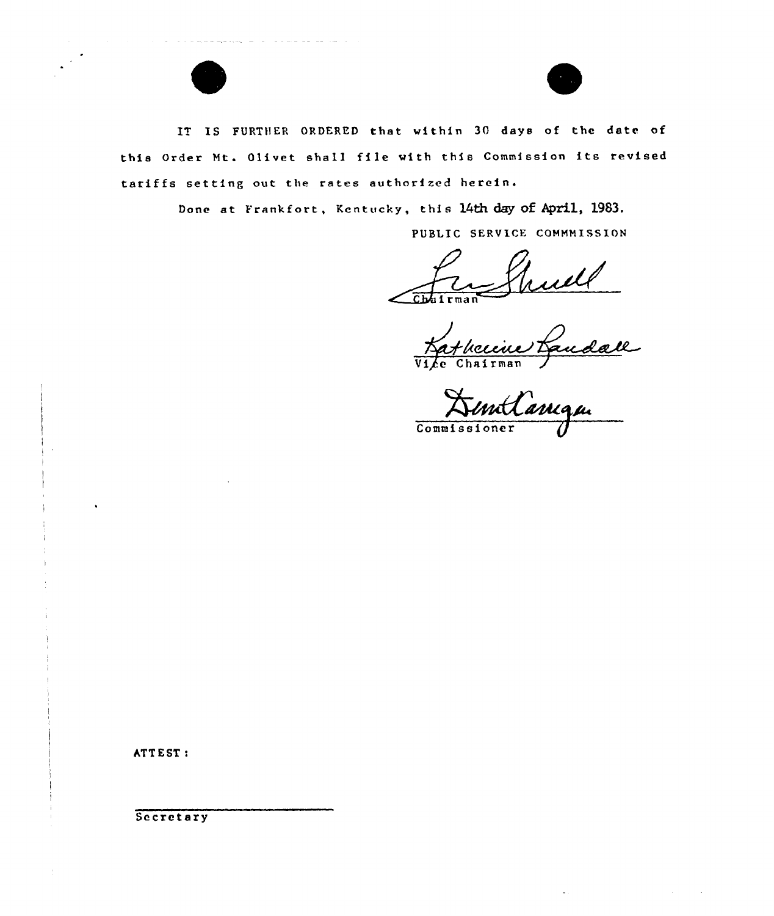IT IS FURTHER ORDERED that within 30 days of the date of this Order Mt. Olivet shall file with this Commission its revised tariffs setting out the rates authorized herein.

Done at Frankfort, Kentucky, this 14th day of April, 1983.

PUBLIC SERVICE COMMMISSION

Chairman

Vice Chairman

Commissioner

ATTEST:

Secretary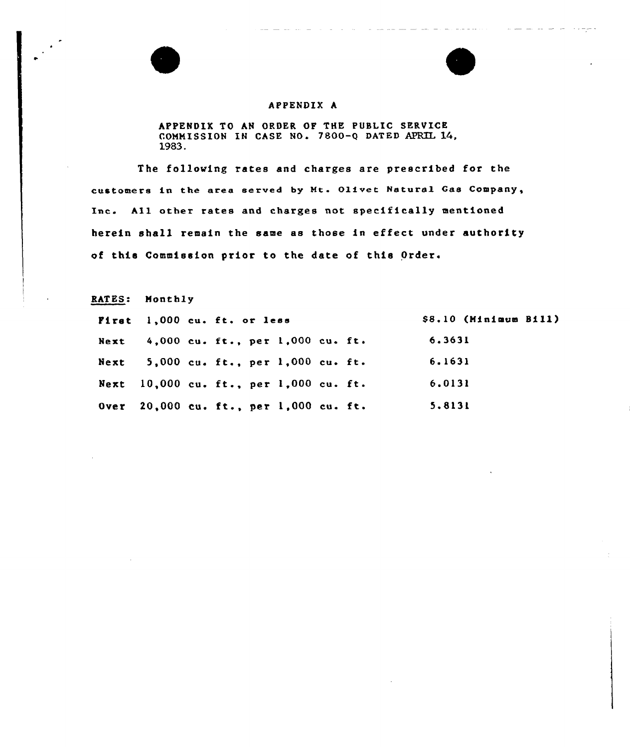# APPENDIX A

APPENDIX TO AN ORDER OF THE PUBLIC SERVICE COMMISSION IN CASE NO. 7800-Q DATED APRIL 14, 1983.

The following rates and charges are prescribed for the customers in the area served by Mt. Olivet Natural Gas Company, Inc. All other rates and charges not specifically mentioned herein shall remain the same as those in effect under authority of this Commission prior to the date of this Order.

RATES: Monthly

| | | |
|---|---|---|
| First | 1,000 cu. ft. or less | $8.10 (Minimum Bill) |
| Next | 4,000 cu. ft., per 1,000 cu. ft. | 6.3631 |
| Next | 5,000 cu. ft., per 1,000 cu. ft. | 6.1631 |
| Next | 10,000 cu. ft., per 1,000 cu. ft. | 6.0131 |
| Over | 20,000 cu. ft., per 1,000 cu. ft. | 5.8131 |